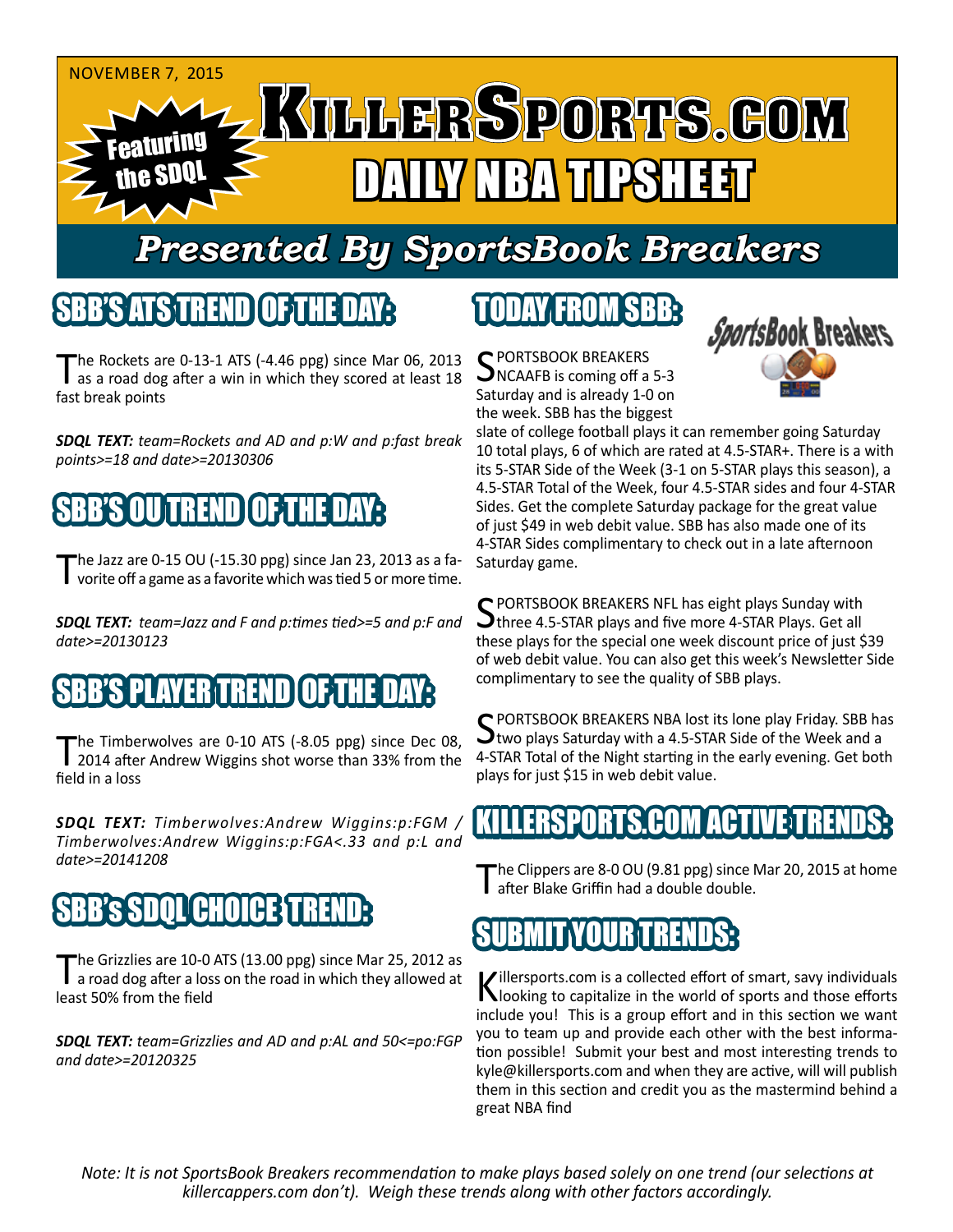NOVEMBER 7, 2015

Featuring the SDQL

# KILLERSPORTS.COM DAILY NBA TIPSHEET

## Presented By SportsBook Breakers

## SBB'S ATS TREND OF THE DAY:

The Rockets are 0-13-1 ATS (-4.46 ppg) since Mar 06, 2013 as a road dog after a win in which they scored at least 18 fast break points

***SDQL TEXT:*** *team=Rockets and AD and p:W and p:fast break points>=18 and date>=20130306*

## SBB'S OU TREND OF THE DAY:

The Jazz are 0-15 OU (-15.30 ppg) since Jan 23, 2013 as a favorite off a game as a favorite which was tied 5 or more time.

***SDQL TEXT:*** *team=Jazz and F and p:times tied>=5 and p:F and date>=20130123*

## SBB'S PLAYER TREND OF THE DAY:

The Timberwolves are 0-10 ATS (-8.05 ppg) since Dec 08, 2014 after Andrew Wiggins shot worse than 33% from the field in a loss

***SDQL TEXT:*** *Timberwolves:Andrew Wiggins:p:FGM / Timberwolves:Andrew Wiggins:p:FGA<.33 and p:L and date>=20141208*

## SBB's SDQL CHOICE TREND:

The Grizzlies are 10-0 ATS (13.00 ppg) since Mar 25, 2012 as a road dog after a loss on the road in which they allowed at least 50% from the field

***SDQL TEXT:*** *team=Grizzlies and AD and p:AL and 50<=po:FGP and date>=20120325*

## TODAY FROM SBB:

SportsBook Breakers

SPORTSBOOK BREAKERS NCAAFB is coming off a 5-3 Saturday and is already 1-0 on the week. SBB has the biggest slate of college football plays it can remember going Saturday 10 total plays, 6 of which are rated at 4.5-STAR+. There is a with its 5-STAR Side of the Week (3-1 on 5-STAR plays this season), a 4.5-STAR Total of the Week, four 4.5-STAR sides and four 4-STAR Sides. Get the complete Saturday package for the great value of just $49 in web debit value. SBB has also made one of its 4-STAR Sides complimentary to check out in a late afternoon Saturday game.

SPORTSBOOK BREAKERS NFL has eight plays Sunday with three 4.5-STAR plays and five more 4-STAR Plays. Get all these plays for the special one week discount price of just $39 of web debit value. You can also get this week's Newsletter Side complimentary to see the quality of SBB plays.

SPORTSBOOK BREAKERS NBA lost its lone play Friday. SBB has two plays Saturday with a 4.5-STAR Side of the Week and a 4-STAR Total of the Night starting in the early evening. Get both plays for just $15 in web debit value.

## KILLERSPORTS.COM ACTIVE TRENDS:

The Clippers are 8-0 OU (9.81 ppg) since Mar 20, 2015 at home after Blake Griffin had a double double.

## SUBMIT YOUR TRENDS:

Killersports.com is a collected effort of smart, savy individuals looking to capitalize in the world of sports and those efforts include you! This is a group effort and in this section we want you to team up and provide each other with the best information possible! Submit your best and most interesting trends to kyle@killersports.com and when they are active, will will publish them in this section and credit you as the mastermind behind a great NBA find

*Note: It is not SportsBook Breakers recommendation to make plays based solely on one trend (our selections at killercappers.com don't). Weigh these trends along with other factors accordingly.*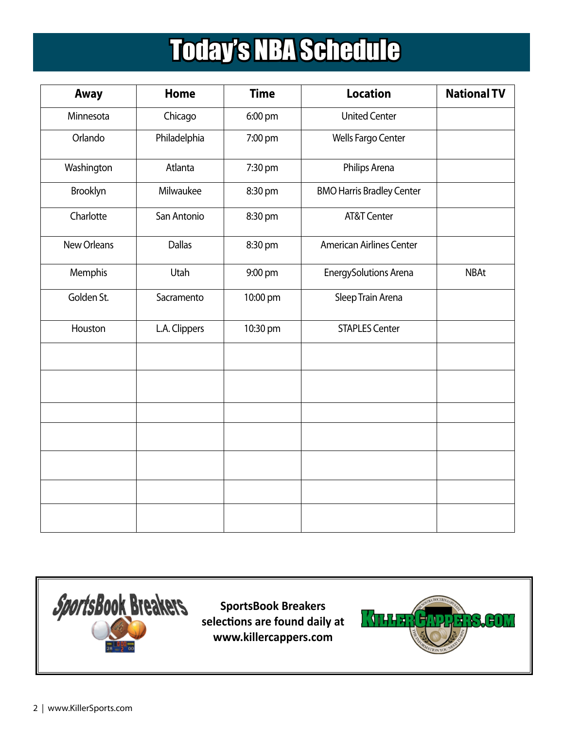# Today's NBA Schedule

| Away | Home | Time | Location | National TV |
| --- | --- | --- | --- | --- |
| Minnesota | Chicago | 6:00 pm | United Center | |
| Orlando | Philadelphia | 7:00 pm | Wells Fargo Center | |
| Washington | Atlanta | 7:30 pm | Philips Arena | |
| Brooklyn | Milwaukee | 8:30 pm | BMO Harris Bradley Center | |
| Charlotte | San Antonio | 8:30 pm | AT&T Center | |
| New Orleans | Dallas | 8:30 pm | American Airlines Center | |
| Memphis | Utah | 9:00 pm | EnergySolutions Arena | NBAt |
| Golden St. | Sacramento | 10:00 pm | Sleep Train Arena | |
| Houston | L.A. Clippers | 10:30 pm | STAPLES Center | |
| | | | | |
| | | | | |
| | | | | |
| | | | | |
| | | | | |
| | | | | |
| | | | | |

SportsBook Breakers

**SportsBook Breakers selections are found daily at www.killercappers.com**

KILLERCAPPERS.COM